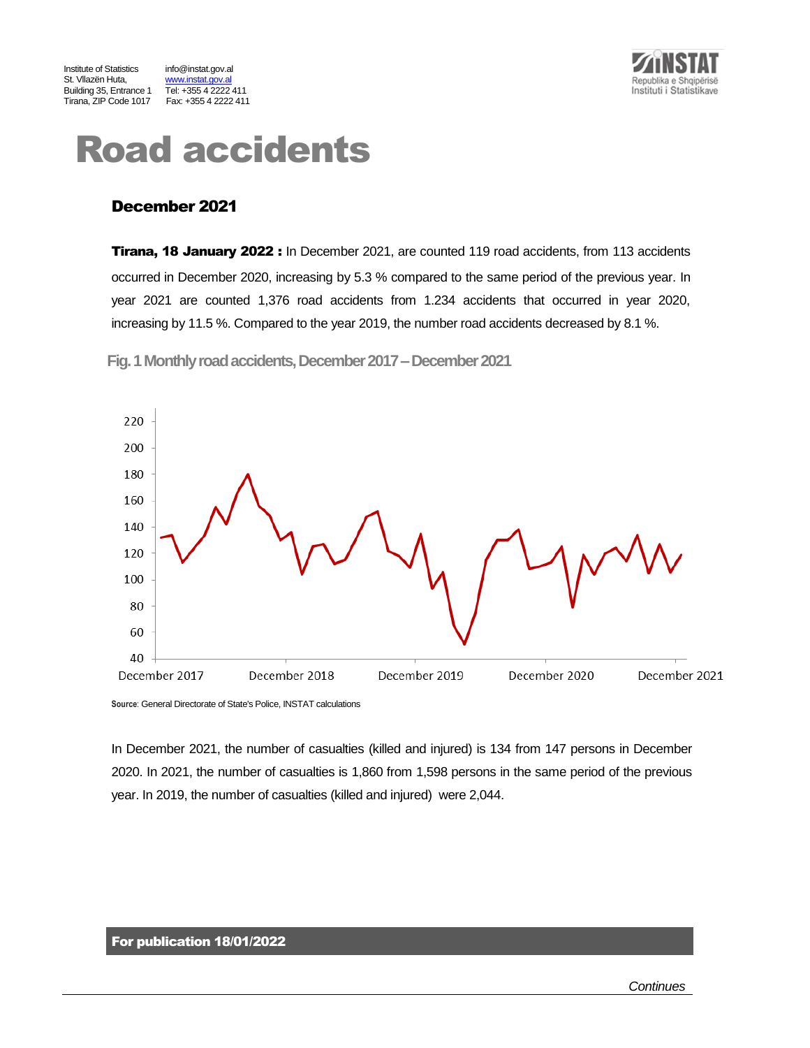Institute of Statistics
St. Vllazën Huta,
Building 35, Entrance 1
Tirana, ZIP Code 1017

info@instat.gov.al
www.instat.gov.al
Tel: +355 4 2222 411
Fax: +355 4 2222 411

# Road accidents

## December 2021

**Tirana, 18 January 2022 :** In December 2021, are counted 119 road accidents, from 113 accidents occurred in December 2020, increasing by 5.3 % compared to the same period of the previous year. In year 2021 are counted 1,376 road accidents from 1.234 accidents that occurred in year 2020, increasing by 11.5 %. Compared to the year 2019, the number road accidents decreased by 8.1 %.

**Fig. 1 Monthly road accidents, December 2017 – December 2021**

**Source**: General Directorate of State's Police, INSTAT calculations

In December 2021, the number of casualties (killed and injured) is 134 from 147 persons in December 2020. In 2021, the number of casualties is 1,860 from 1,598 persons in the same period of the previous year. In 2019, the number of casualties (killed and injured) were 2,044.

**For publication 18/01/2022**

*Continues*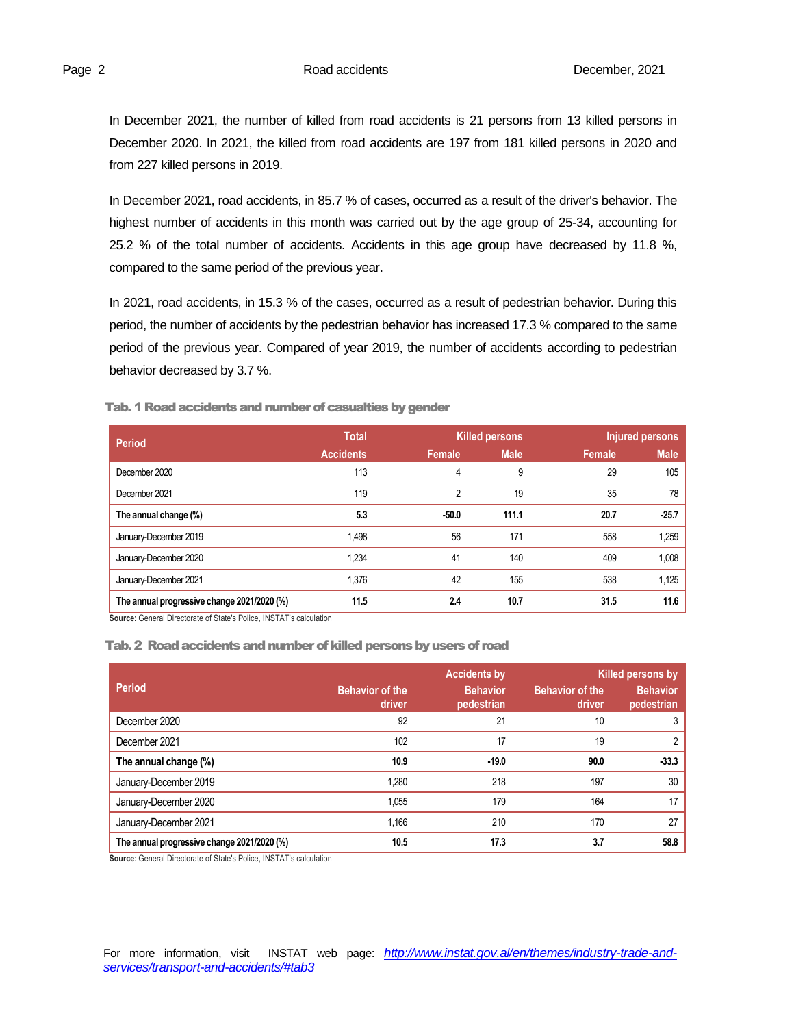In December 2021, the number of killed from road accidents is 21 persons from 13 killed persons in December 2020. In 2021, the killed from road accidents are 197 from 181 killed persons in 2020 and from 227 killed persons in 2019.

In December 2021, road accidents, in 85.7 % of cases, occurred as a result of the driver's behavior. The highest number of accidents in this month was carried out by the age group of 25-34, accounting for 25.2 % of the total number of accidents. Accidents in this age group have decreased by 11.8 %, compared to the same period of the previous year.

In 2021, road accidents, in 15.3 % of the cases, occurred as a result of pedestrian behavior. During this period, the number of accidents by the pedestrian behavior has increased 17.3 % compared to the same period of the previous year. Compared of year 2019, the number of accidents according to pedestrian behavior decreased by 3.7 %.

**Tab. 1 Road accidents and number of casualties by gender**

| Period | Total | Killed persons | | Injured persons | |
|---|---|---|---|---|---|
| | Accidents | Female | Male | Female | Male |
| December 2020 | 113 | 4 | 9 | 29 | 105 |
| December 2021 | 119 | 2 | 19 | 35 | 78 |
| **The annual change (%)** | **5.3** | **-50.0** | **111.1** | **20.7** | **-25.7** |
| January-December 2019 | 1,498 | 56 | 171 | 558 | 1,259 |
| January-December 2020 | 1,234 | 41 | 140 | 409 | 1,008 |
| January-December 2021 | 1,376 | 42 | 155 | 538 | 1,125 |
| **The annual progressive change 2021/2020 (%)** | **11.5** | **2.4** | **10.7** | **31.5** | **11.6** |

**Source**: General Directorate of State's Police, INSTAT's calculation

**Tab. 2 Road accidents and number of killed persons by users of road**

| Period | Accidents by | | Killed persons by | |
|---|---|---|---|---|
| | Behavior of the driver | Behavior pedestrian | Behavior of the driver | Behavior pedestrian |
| December 2020 | 92 | 21 | 10 | 3 |
| December 2021 | 102 | 17 | 19 | 2 |
| **The annual change (%)** | **10.9** | **-19.0** | **90.0** | **-33.3** |
| January-December 2019 | 1,280 | 218 | 197 | 30 |
| January-December 2020 | 1,055 | 179 | 164 | 17 |
| January-December 2021 | 1,166 | 210 | 170 | 27 |
| **The annual progressive change 2021/2020 (%)** | **10.5** | **17.3** | **3.7** | **58.8** |

**Source**: General Directorate of State's Police, INSTAT's calculation

For more information, visit INSTAT web page: *http://www.instat.gov.al/en/themes/industry-trade-and-services/transport-and-accidents/#tab3*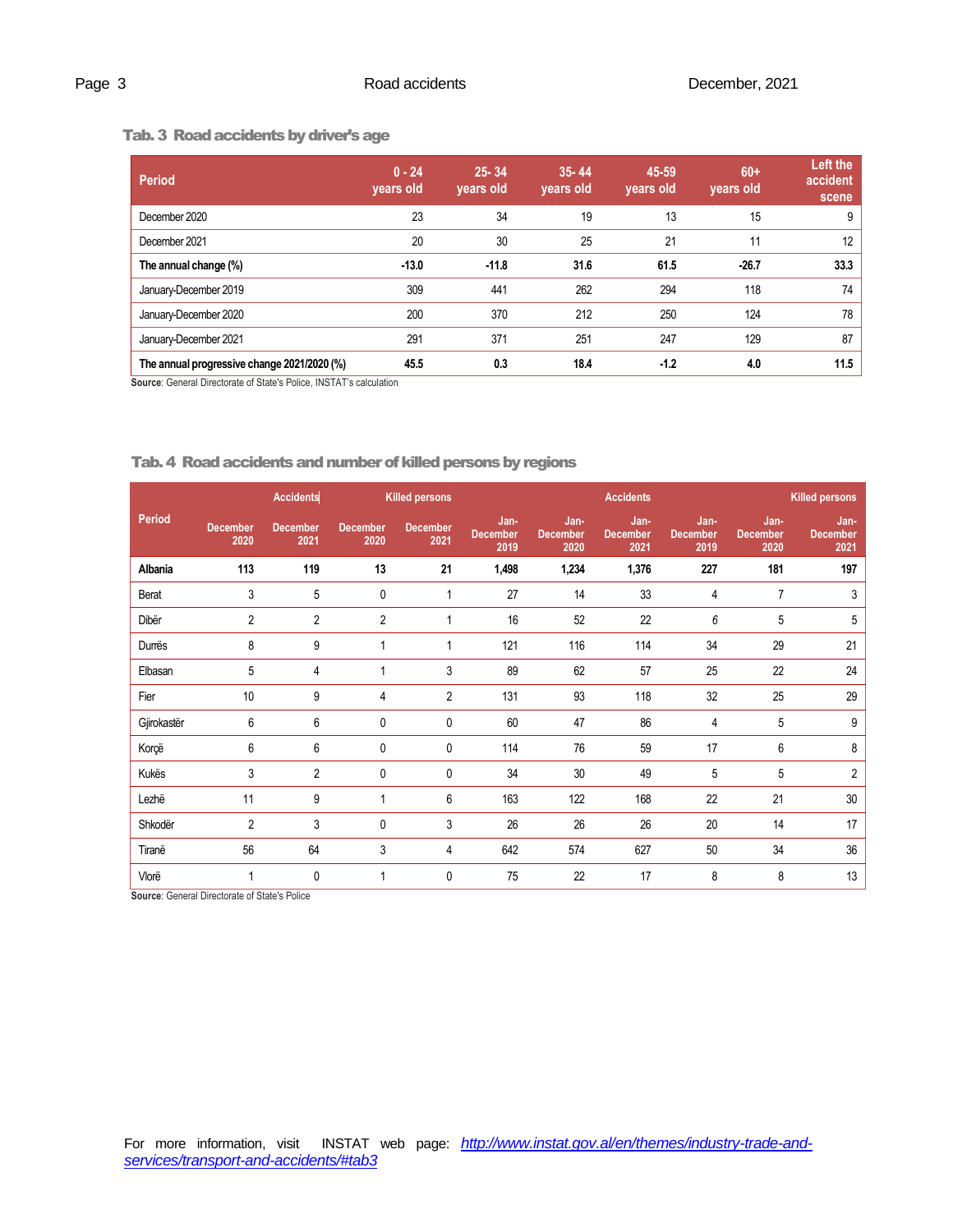### Tab. 3 Road accidents by driver's age

| Period | 0 - 24 years old | 25- 34 years old | 35- 44 years old | 45-59 years old | 60+ years old | Left the accident scene |
|---|---|---|---|---|---|---|
| December 2020 | 23 | 34 | 19 | 13 | 15 | 9 |
| December 2021 | 20 | 30 | 25 | 21 | 11 | 12 |
| **The annual change (%)** | **-13.0** | **-11.8** | **31.6** | **61.5** | **-26.7** | **33.3** |
| January-December 2019 | 309 | 441 | 262 | 294 | 118 | 74 |
| January-December 2020 | 200 | 370 | 212 | 250 | 124 | 78 |
| January-December 2021 | 291 | 371 | 251 | 247 | 129 | 87 |
| **The annual progressive change 2021/2020 (%)** | **45.5** | **0.3** | **18.4** | **-1.2** | **4.0** | **11.5** |

**Source**: General Directorate of State's Police, INSTAT's calculation

### Tab. 4 Road accidents and number of killed persons by regions

| Period | Accidents | | Killed persons | | Accidents | | | Killed persons | | |
|---|---|---|---|---|---|---|---|---|---|---|
| | December 2020 | December 2021 | December 2020 | December 2021 | Jan-December 2019 | Jan-December 2020 | Jan-December 2021 | Jan-December 2019 | Jan-December 2020 | Jan-December 2021 |
| **Albania** | **113** | **119** | **13** | **21** | **1,498** | **1,234** | **1,376** | **227** | **181** | **197** |
| Berat | 3 | 5 | 0 | 1 | 27 | 14 | 33 | 4 | 7 | 3 |
| Dibër | 2 | 2 | 2 | 1 | 16 | 52 | 22 | 6 | 5 | 5 |
| Durrës | 8 | 9 | 1 | 1 | 121 | 116 | 114 | 34 | 29 | 21 |
| Elbasan | 5 | 4 | 1 | 3 | 89 | 62 | 57 | 25 | 22 | 24 |
| Fier | 10 | 9 | 4 | 2 | 131 | 93 | 118 | 32 | 25 | 29 |
| Gjirokastër | 6 | 6 | 0 | 0 | 60 | 47 | 86 | 4 | 5 | 9 |
| Korçë | 6 | 6 | 0 | 0 | 114 | 76 | 59 | 17 | 6 | 8 |
| Kukës | 3 | 2 | 0 | 0 | 34 | 30 | 49 | 5 | 5 | 2 |
| Lezhë | 11 | 9 | 1 | 6 | 163 | 122 | 168 | 22 | 21 | 30 |
| Shkodër | 2 | 3 | 0 | 3 | 26 | 26 | 26 | 20 | 14 | 17 |
| Tiranë | 56 | 64 | 3 | 4 | 642 | 574 | 627 | 50 | 34 | 36 |
| Vlorë | 1 | 0 | 1 | 0 | 75 | 22 | 17 | 8 | 8 | 13 |

**Source**: General Directorate of State's Police

For more information, visit INSTAT web page: *http://www.instat.gov.al/en/themes/industry-trade-and-services/transport-and-accidents/#tab3*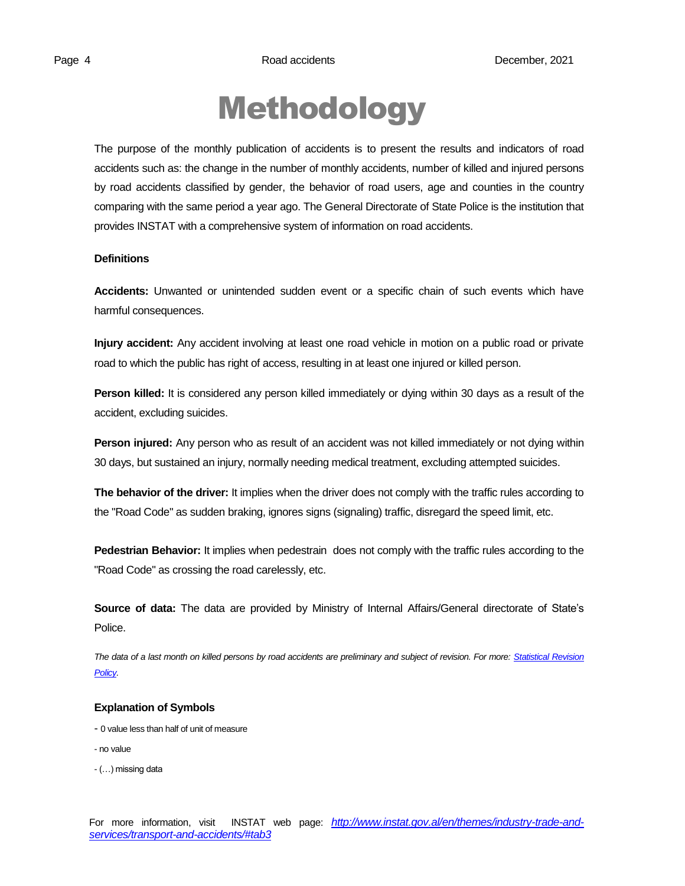# Methodology

The purpose of the monthly publication of accidents is to present the results and indicators of road accidents such as: the change in the number of monthly accidents, number of killed and injured persons by road accidents classified by gender, the behavior of road users, age and counties in the country comparing with the same period a year ago. The General Directorate of State Police is the institution that provides INSTAT with a comprehensive system of information on road accidents.

**Definitions**

**Accidents:** Unwanted or unintended sudden event or a specific chain of such events which have harmful consequences.

**Injury accident:** Any accident involving at least one road vehicle in motion on a public road or private road to which the public has right of access, resulting in at least one injured or killed person.

**Person killed:** It is considered any person killed immediately or dying within 30 days as a result of the accident, excluding suicides.

**Person injured:** Any person who as result of an accident was not killed immediately or not dying within 30 days, but sustained an injury, normally needing medical treatment, excluding attempted suicides.

**The behavior of the driver:** It implies when the driver does not comply with the traffic rules according to the "Road Code" as sudden braking, ignores signs (signaling) traffic, disregard the speed limit, etc.

**Pedestrian Behavior:** It implies when pedestrain does not comply with the traffic rules according to the "Road Code" as crossing the road carelessly, etc.

**Source of data:** The data are provided by Ministry of Internal Affairs/General directorate of State's Police.

*The data of a last month on killed persons by road accidents are preliminary and subject of revision. For more: [Statistical Revision Policy](#).*

**Explanation of Symbols**

- 0 value less than half of unit of measure
- no value
- (…) missing data

For more information, visit INSTAT web page: *http://www.instat.gov.al/en/themes/industry-trade-and-services/transport-and-accidents/#tab3*